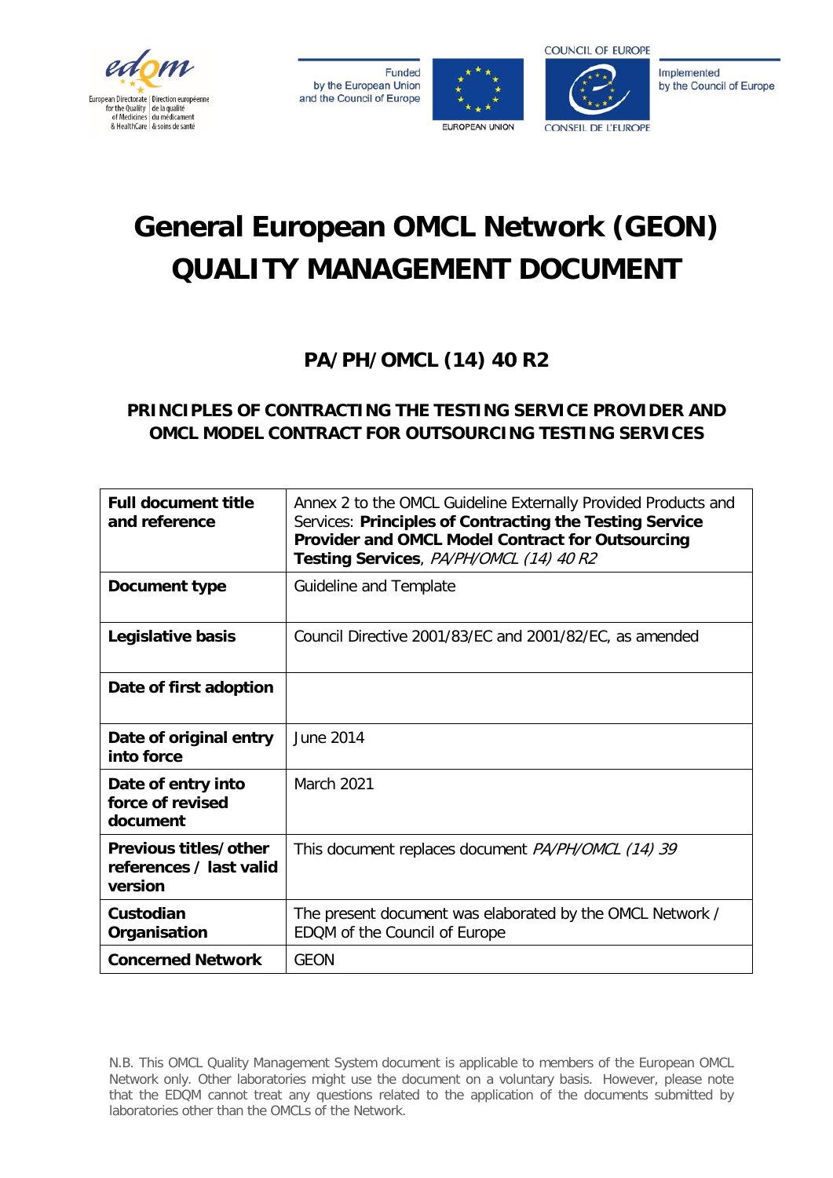# General European OMCL Network (GEON)
# QUALITY MANAGEMENT DOCUMENT

## PA/PH/OMCL (14) 40 R2

## PRINCIPLES OF CONTRACTING THE TESTING SERVICE PROVIDER AND OMCL MODEL CONTRACT FOR OUTSOURCING TESTING SERVICES

| | |
|---|---|
| **Full document title and reference** | Annex 2 to the OMCL Guideline Externally Provided Products and Services: **Principles of Contracting the Testing Service Provider and OMCL Model Contract for Outsourcing Testing Services**, *PA/PH/OMCL (14) 40 R2* |
| **Document type** | Guideline and Template |
| **Legislative basis** | Council Directive 2001/83/EC and 2001/82/EC, as amended |
| **Date of first adoption** | |
| **Date of original entry into force** | June 2014 |
| **Date of entry into force of revised document** | March 2021 |
| **Previous titles/other references / last valid version** | This document replaces document *PA/PH/OMCL (14) 39* |
| **Custodian Organisation** | The present document was elaborated by the OMCL Network / EDQM of the Council of Europe |
| **Concerned Network** | GEON |

N.B. This OMCL Quality Management System document is applicable to members of the European OMCL Network only. Other laboratories might use the document on a voluntary basis. However, please note that the EDQM cannot treat any questions related to the application of the documents submitted by laboratories other than the OMCLs of the Network.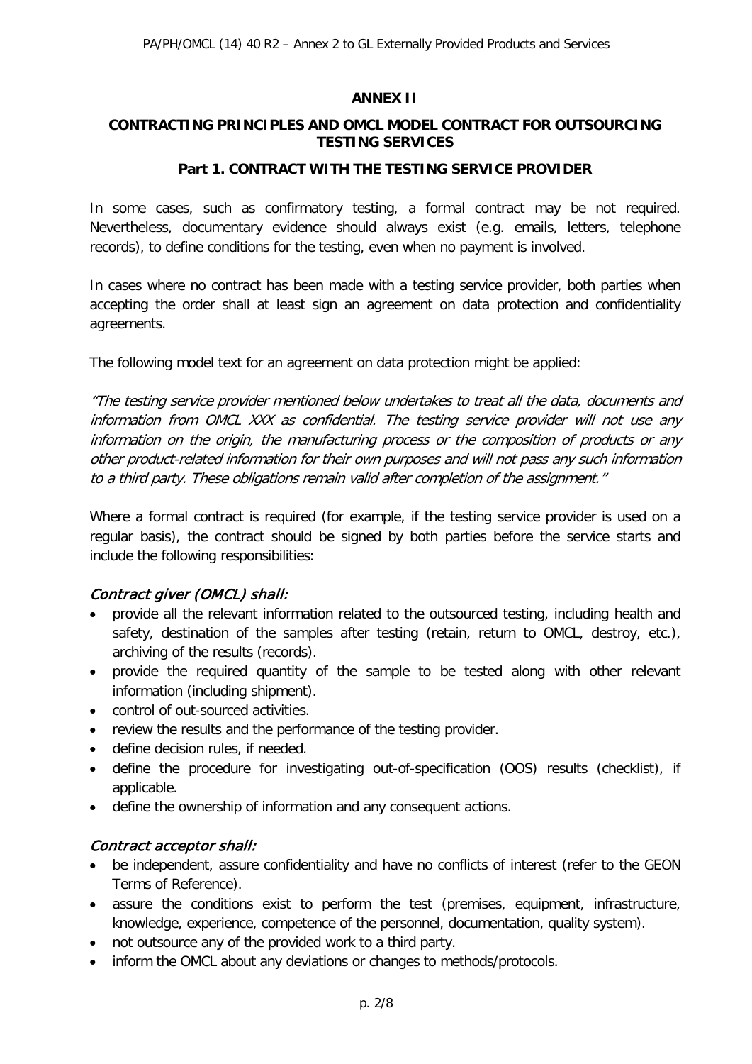## ANNEX II

## CONTRACTING PRINCIPLES AND OMCL MODEL CONTRACT FOR OUTSOURCING TESTING SERVICES

### Part 1. CONTRACT WITH THE TESTING SERVICE PROVIDER

In some cases, such as confirmatory testing, a formal contract may be not required. Nevertheless, documentary evidence should always exist (e.g. emails, letters, telephone records), to define conditions for the testing, even when no payment is involved.

In cases where no contract has been made with a testing service provider, both parties when accepting the order shall at least sign an agreement on data protection and confidentiality agreements.

The following model text for an agreement on data protection might be applied:

*"The testing service provider mentioned below undertakes to treat all the data, documents and information from OMCL XXX as confidential. The testing service provider will not use any information on the origin, the manufacturing process or the composition of products or any other product-related information for their own purposes and will not pass any such information to a third party. These obligations remain valid after completion of the assignment."*

Where a formal contract is required (for example, if the testing service provider is used on a regular basis), the contract should be signed by both parties before the service starts and include the following responsibilities:

#### *Contract giver (OMCL) shall:*

- provide all the relevant information related to the outsourced testing, including health and safety, destination of the samples after testing (retain, return to OMCL, destroy, etc.), archiving of the results (records).
- provide the required quantity of the sample to be tested along with other relevant information (including shipment).
- control of out-sourced activities.
- review the results and the performance of the testing provider.
- define decision rules, if needed.
- define the procedure for investigating out-of-specification (OOS) results (checklist), if applicable.
- define the ownership of information and any consequent actions.

#### *Contract acceptor shall:*

- be independent, assure confidentiality and have no conflicts of interest (refer to the GEON Terms of Reference).
- assure the conditions exist to perform the test (premises, equipment, infrastructure, knowledge, experience, competence of the personnel, documentation, quality system).
- not outsource any of the provided work to a third party.
- inform the OMCL about any deviations or changes to methods/protocols.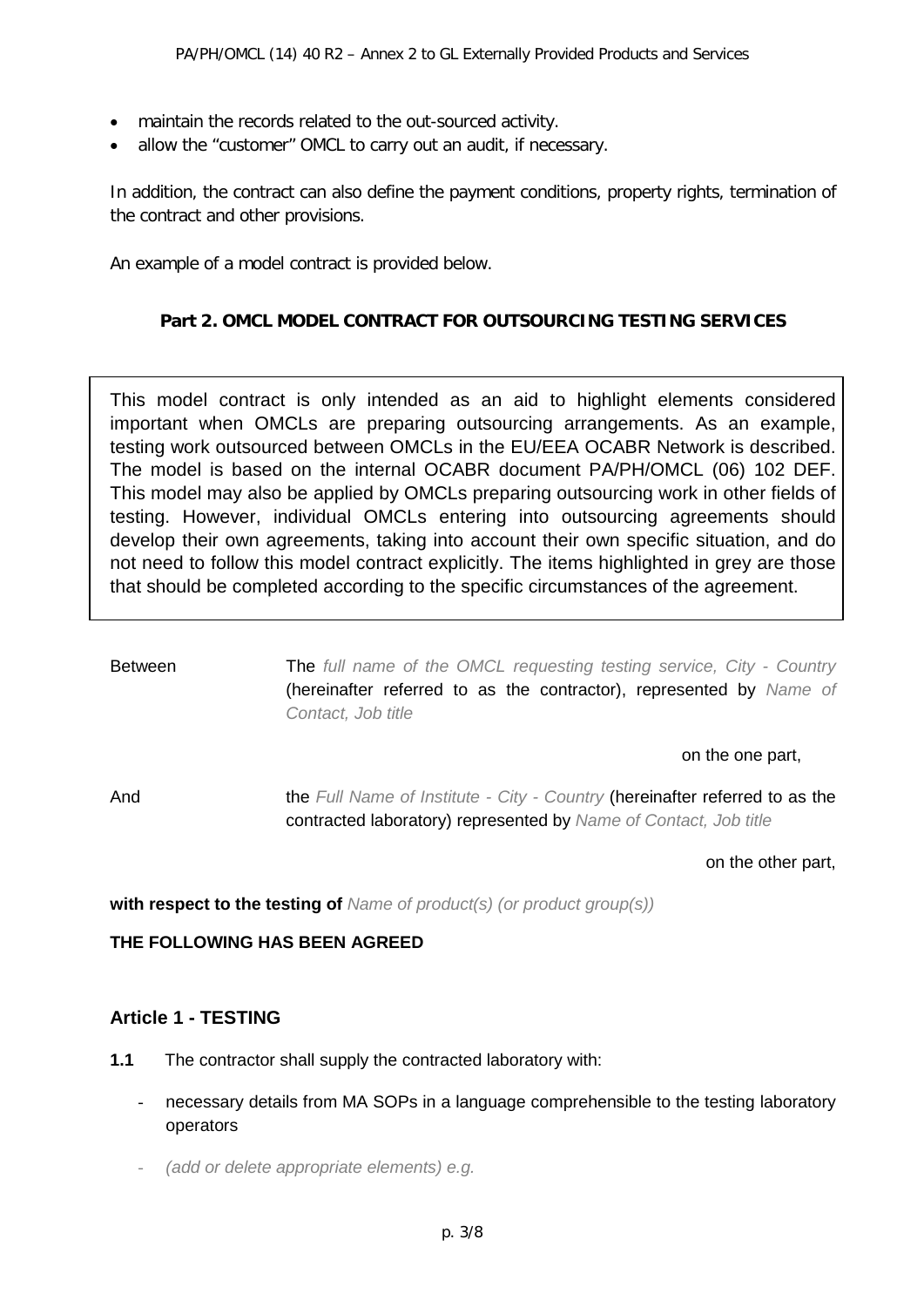- maintain the records related to the out-sourced activity.
- allow the "customer" OMCL to carry out an audit, if necessary.

In addition, the contract can also define the payment conditions, property rights, termination of the contract and other provisions.

An example of a model contract is provided below.

## Part 2. OMCL MODEL CONTRACT FOR OUTSOURCING TESTING SERVICES

> This model contract is only intended as an aid to highlight elements considered important when OMCLs are preparing outsourcing arrangements. As an example, testing work outsourced between OMCLs in the EU/EEA OCABR Network is described. The model is based on the internal OCABR document PA/PH/OMCL (06) 102 DEF. This model may also be applied by OMCLs preparing outsourcing work in other fields of testing. However, individual OMCLs entering into outsourcing agreements should develop their own agreements, taking into account their own specific situation, and do not need to follow this model contract explicitly. The items highlighted in grey are those that should be completed according to the specific circumstances of the agreement.

Between The *full name of the OMCL requesting testing service, City - Country* (hereinafter referred to as the contractor), represented by *Name of Contact, Job title*

on the one part,

And the *Full Name of Institute - City - Country* (hereinafter referred to as the contracted laboratory) represented by *Name of Contact, Job title*

on the other part,

**with respect to the testing of** *Name of product(s) (or product group(s))*

**THE FOLLOWING HAS BEEN AGREED**

### Article 1 - TESTING

**1.1** The contractor shall supply the contracted laboratory with:

- necessary details from MA SOPs in a language comprehensible to the testing laboratory operators
- *(add or delete appropriate elements) e.g.*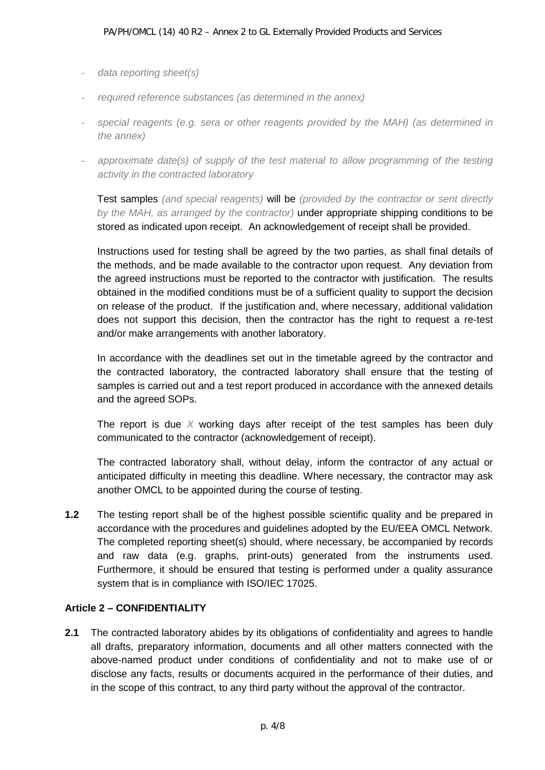- *data reporting sheet(s)*
- *required reference substances (as determined in the annex)*
- *special reagents (e.g. sera or other reagents provided by the MAH) (as determined in the annex)*
- *approximate date(s) of supply of the test material to allow programming of the testing activity in the contracted laboratory*

Test samples *(and special reagents)* will be *(provided by the contractor or sent directly by the MAH, as arranged by the contractor)* under appropriate shipping conditions to be stored as indicated upon receipt. An acknowledgement of receipt shall be provided.

Instructions used for testing shall be agreed by the two parties, as shall final details of the methods, and be made available to the contractor upon request. Any deviation from the agreed instructions must be reported to the contractor with justification. The results obtained in the modified conditions must be of a sufficient quality to support the decision on release of the product. If the justification and, where necessary, additional validation does not support this decision, then the contractor has the right to request a re-test and/or make arrangements with another laboratory.

In accordance with the deadlines set out in the timetable agreed by the contractor and the contracted laboratory, the contracted laboratory shall ensure that the testing of samples is carried out and a test report produced in accordance with the annexed details and the agreed SOPs.

The report is due *X* working days after receipt of the test samples has been duly communicated to the contractor (acknowledgement of receipt).

The contracted laboratory shall, without delay, inform the contractor of any actual or anticipated difficulty in meeting this deadline. Where necessary, the contractor may ask another OMCL to be appointed during the course of testing.

**1.2** The testing report shall be of the highest possible scientific quality and be prepared in accordance with the procedures and guidelines adopted by the EU/EEA OMCL Network. The completed reporting sheet(s) should, where necessary, be accompanied by records and raw data (e.g. graphs, print-outs) generated from the instruments used. Furthermore, it should be ensured that testing is performed under a quality assurance system that is in compliance with ISO/IEC 17025.

**Article 2 – CONFIDENTIALITY**

**2.1** The contracted laboratory abides by its obligations of confidentiality and agrees to handle all drafts, preparatory information, documents and all other matters connected with the above-named product under conditions of confidentiality and not to make use of or disclose any facts, results or documents acquired in the performance of their duties, and in the scope of this contract, to any third party without the approval of the contractor.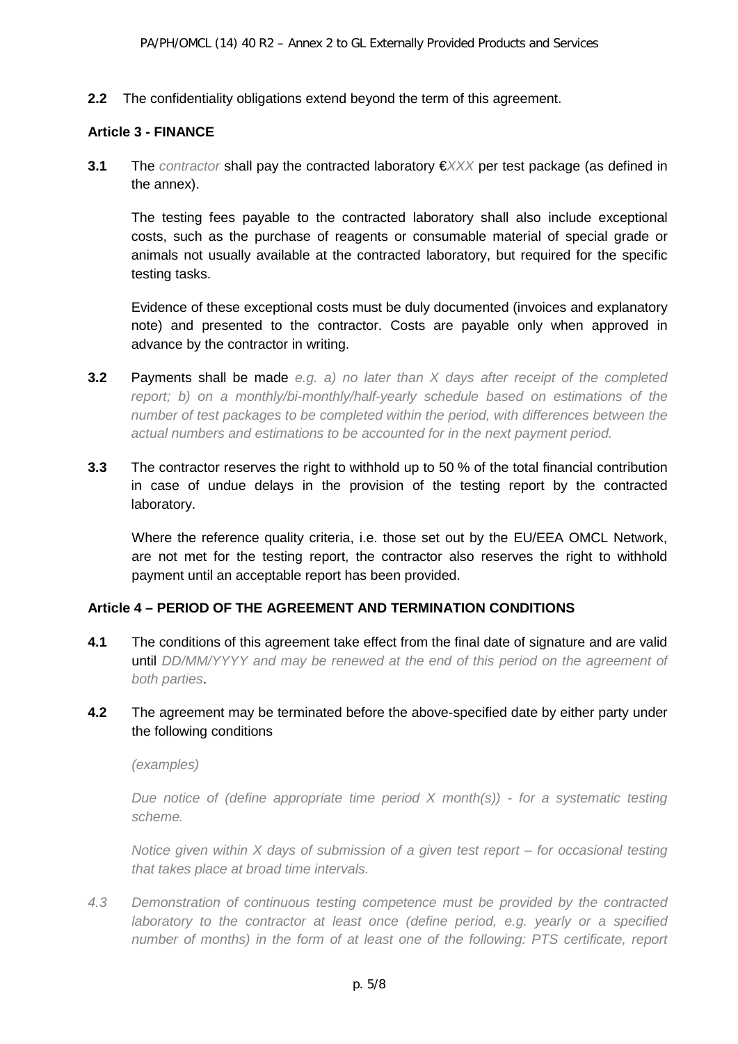**2.2** The confidentiality obligations extend beyond the term of this agreement.

**Article 3 - FINANCE**

**3.1** The *contractor* shall pay the contracted laboratory €*XXX* per test package (as defined in the annex).

The testing fees payable to the contracted laboratory shall also include exceptional costs, such as the purchase of reagents or consumable material of special grade or animals not usually available at the contracted laboratory, but required for the specific testing tasks.

Evidence of these exceptional costs must be duly documented (invoices and explanatory note) and presented to the contractor. Costs are payable only when approved in advance by the contractor in writing.

**3.2** Payments shall be made *e.g. a) no later than X days after receipt of the completed report; b) on a monthly/bi-monthly/half-yearly schedule based on estimations of the number of test packages to be completed within the period, with differences between the actual numbers and estimations to be accounted for in the next payment period.*

**3.3** The contractor reserves the right to withhold up to 50 % of the total financial contribution in case of undue delays in the provision of the testing report by the contracted laboratory.

Where the reference quality criteria, i.e. those set out by the EU/EEA OMCL Network, are not met for the testing report, the contractor also reserves the right to withhold payment until an acceptable report has been provided.

**Article 4 – PERIOD OF THE AGREEMENT AND TERMINATION CONDITIONS**

**4.1** The conditions of this agreement take effect from the final date of signature and are valid until *DD/MM/YYYY and may be renewed at the end of this period on the agreement of both parties*.

**4.2** The agreement may be terminated before the above-specified date by either party under the following conditions

*(examples)*

*Due notice of (define appropriate time period X month(s)) - for a systematic testing scheme.*

*Notice given within X days of submission of a given test report – for occasional testing that takes place at broad time intervals.*

*4.3 Demonstration of continuous testing competence must be provided by the contracted laboratory to the contractor at least once (define period, e.g. yearly or a specified number of months) in the form of at least one of the following: PTS certificate, report*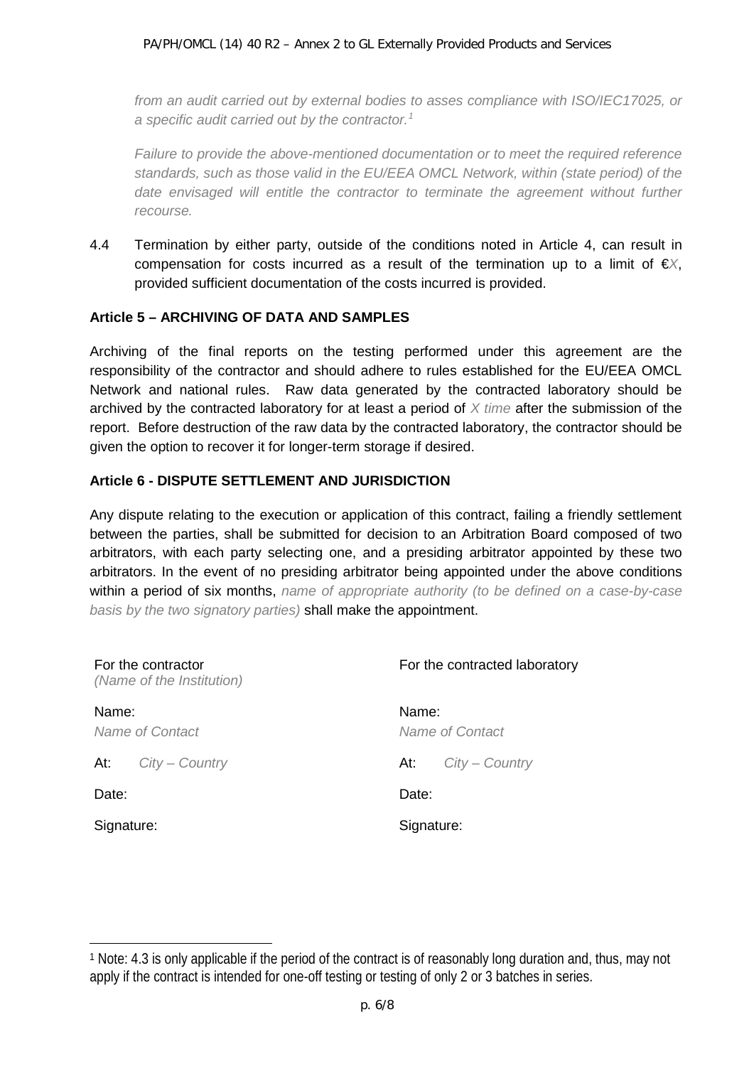*from an audit carried out by external bodies to asses compliance with ISO/IEC17025, or a specific audit carried out by the contractor.*[1]

*Failure to provide the above-mentioned documentation or to meet the required reference standards, such as those valid in the EU/EEA OMCL Network, within (state period) of the date envisaged will entitle the contractor to terminate the agreement without further recourse.*

4.4 Termination by either party, outside of the conditions noted in Article 4, can result in compensation for costs incurred as a result of the termination up to a limit of €*X*, provided sufficient documentation of the costs incurred is provided.

**Article 5 – ARCHIVING OF DATA AND SAMPLES**

Archiving of the final reports on the testing performed under this agreement are the responsibility of the contractor and should adhere to rules established for the EU/EEA OMCL Network and national rules. Raw data generated by the contracted laboratory should be archived by the contracted laboratory for at least a period of *X time* after the submission of the report. Before destruction of the raw data by the contracted laboratory, the contractor should be given the option to recover it for longer-term storage if desired.

**Article 6 - DISPUTE SETTLEMENT AND JURISDICTION**

Any dispute relating to the execution or application of this contract, failing a friendly settlement between the parties, shall be submitted for decision to an Arbitration Board composed of two arbitrators, with each party selecting one, and a presiding arbitrator appointed by these two arbitrators. In the event of no presiding arbitrator being appointed under the above conditions within a period of six months, *name of appropriate authority (to be defined on a case-by-case basis by the two signatory parties)* shall make the appointment.

| For the contractor<br>*(Name of the Institution)* | For the contracted laboratory |
|---|---|
| Name:<br>*Name of Contact* | Name:<br>*Name of Contact* |
| At: *City – Country* | At: *City – Country* |
| Date: | Date: |
| Signature: | Signature: |

[1] Note: 4.3 is only applicable if the period of the contract is of reasonably long duration and, thus, may not apply if the contract is intended for one-off testing or testing of only 2 or 3 batches in series.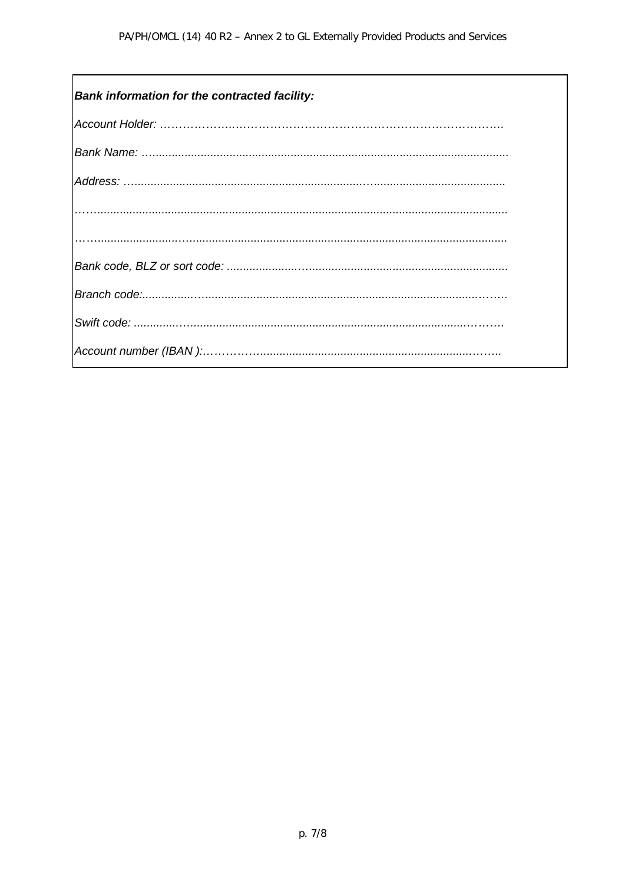***Bank information for the contracted facility:***

*Account Holder: ……………….………………………………………………………….*

*Bank Name: ……………………………………………………………………………………*

*Address: …………………………………………………………………………………………*

*…………………………………………………………………………………………………………*

*…………………………………………………………………………………………………………*

*Bank code, BLZ or sort code: …………………………………………………………………*

*Branch code:……………………………………………………………………………………….*

*Swift code: ……………………………………………………………………………………….*

*Account number (IBAN ):………………………………………………………………………..*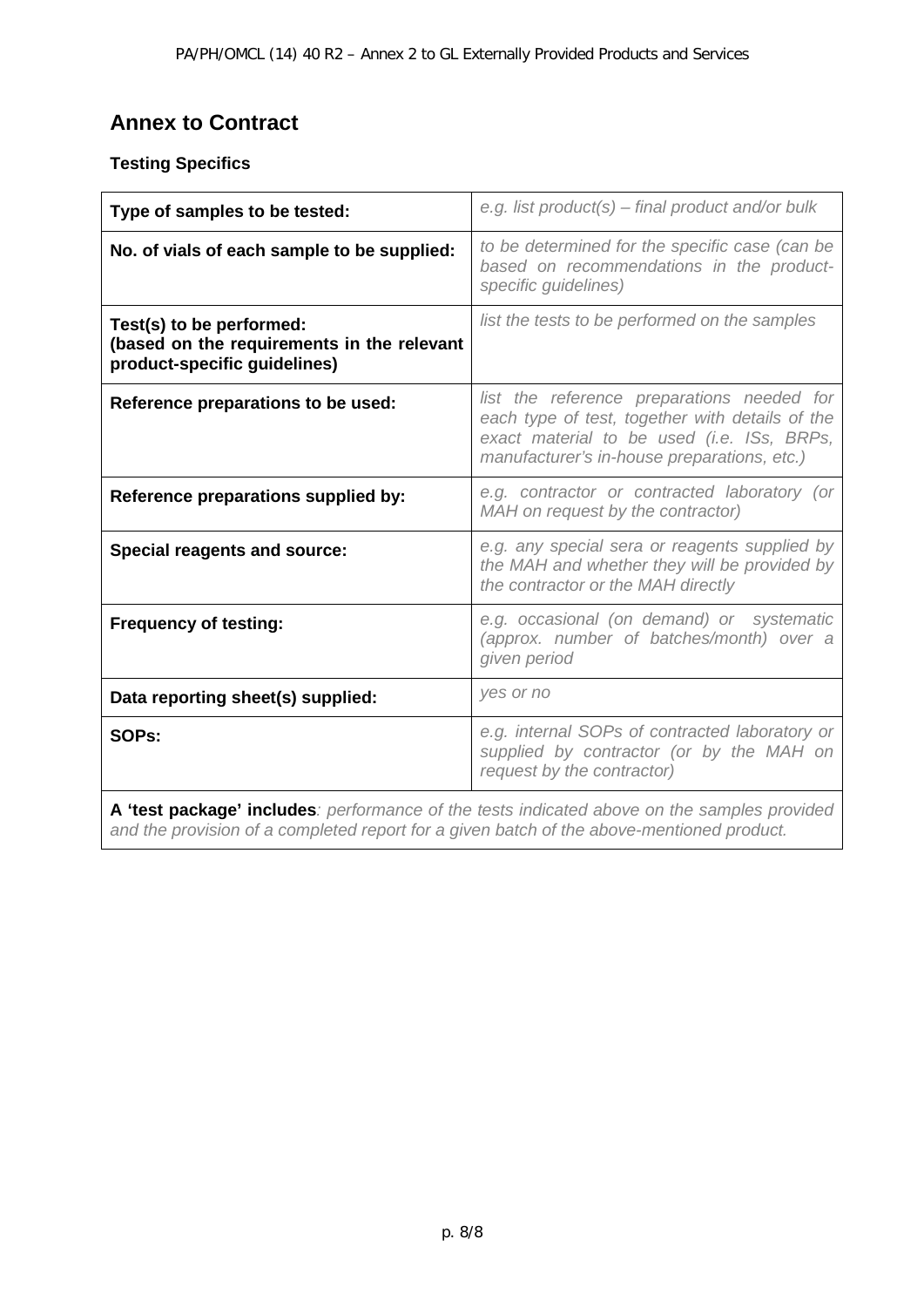## Annex to Contract

### Testing Specifics

| | |
|---|---|
| **Type of samples to be tested:** | *e.g. list product(s) – final product and/or bulk* |
| **No. of vials of each sample to be supplied:** | *to be determined for the specific case (can be based on recommendations in the product-specific guidelines)* |
| **Test(s) to be performed: (based on the requirements in the relevant product-specific guidelines)** | *list the tests to be performed on the samples* |
| **Reference preparations to be used:** | *list the reference preparations needed for each type of test, together with details of the exact material to be used (i.e. ISs, BRPs, manufacturer's in-house preparations, etc.)* |
| **Reference preparations supplied by:** | *e.g. contractor or contracted laboratory (or MAH on request by the contractor)* |
| **Special reagents and source:** | *e.g. any special sera or reagents supplied by the MAH and whether they will be provided by the contractor or the MAH directly* |
| **Frequency of testing:** | *e.g. occasional (on demand) or systematic (approx. number of batches/month) over a given period* |
| **Data reporting sheet(s) supplied:** | *yes or no* |
| **SOPs:** | *e.g. internal SOPs of contracted laboratory or supplied by contractor (or by the MAH on request by the contractor)* |
| **A 'test package' includes***: performance of the tests indicated above on the samples provided and the provision of a completed report for a given batch of the above-mentioned product.* | |